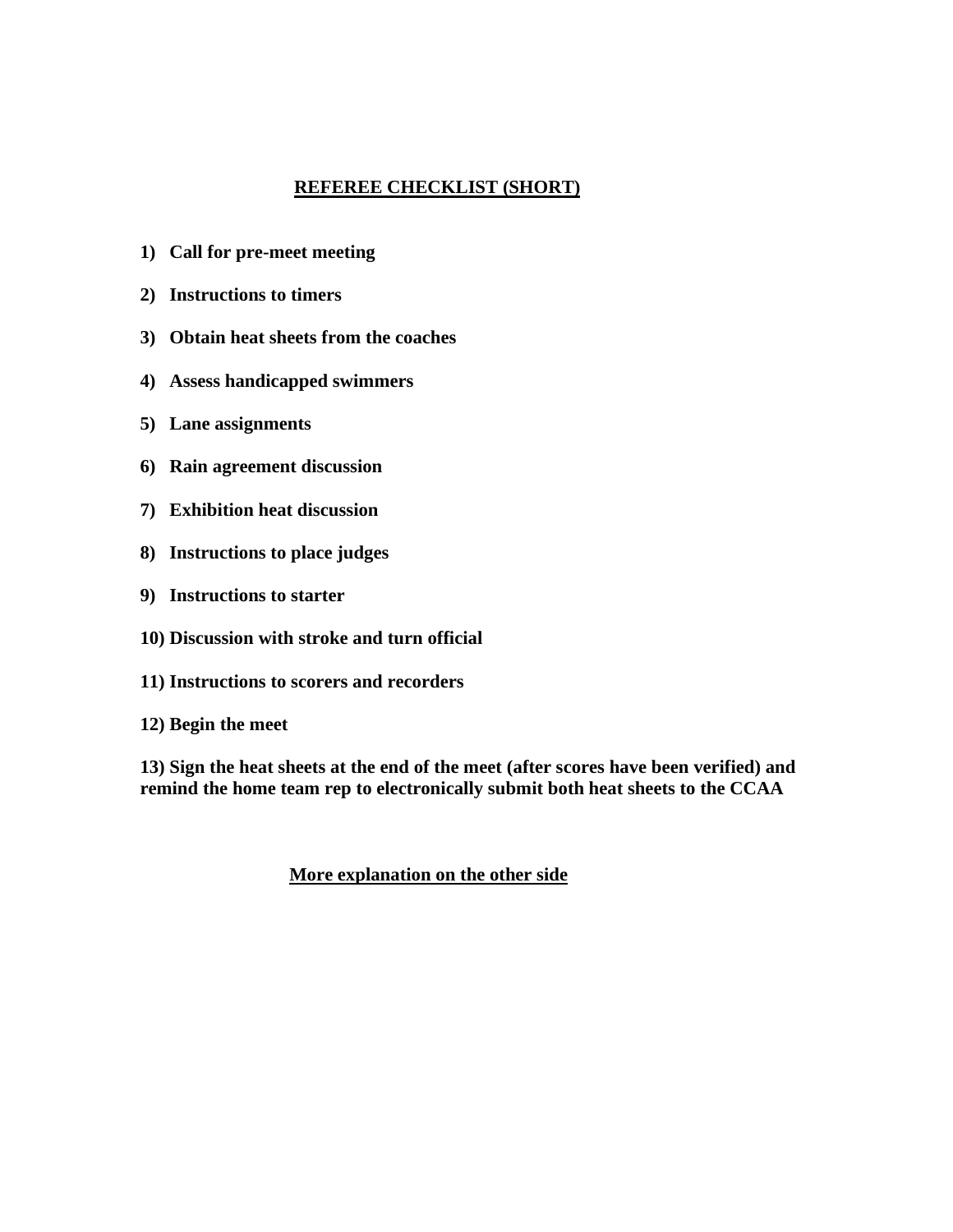## REFEREE CHECKLIST (SHORT)

1) **Call for pre-meet meeting**
2) **Instructions to timers**
3) **Obtain heat sheets from the coaches**
4) **Assess handicapped swimmers**
5) **Lane assignments**
6) **Rain agreement discussion**
7) **Exhibition heat discussion**
8) **Instructions to place judges**
9) **Instructions to starter**
10) **Discussion with stroke and turn official**
11) **Instructions to scorers and recorders**
12) **Begin the meet**
13) **Sign the heat sheets at the end of the meet (after scores have been verified) and remind the home team rep to electronically submit both heat sheets to the CCAA**

**More explanation on the other side**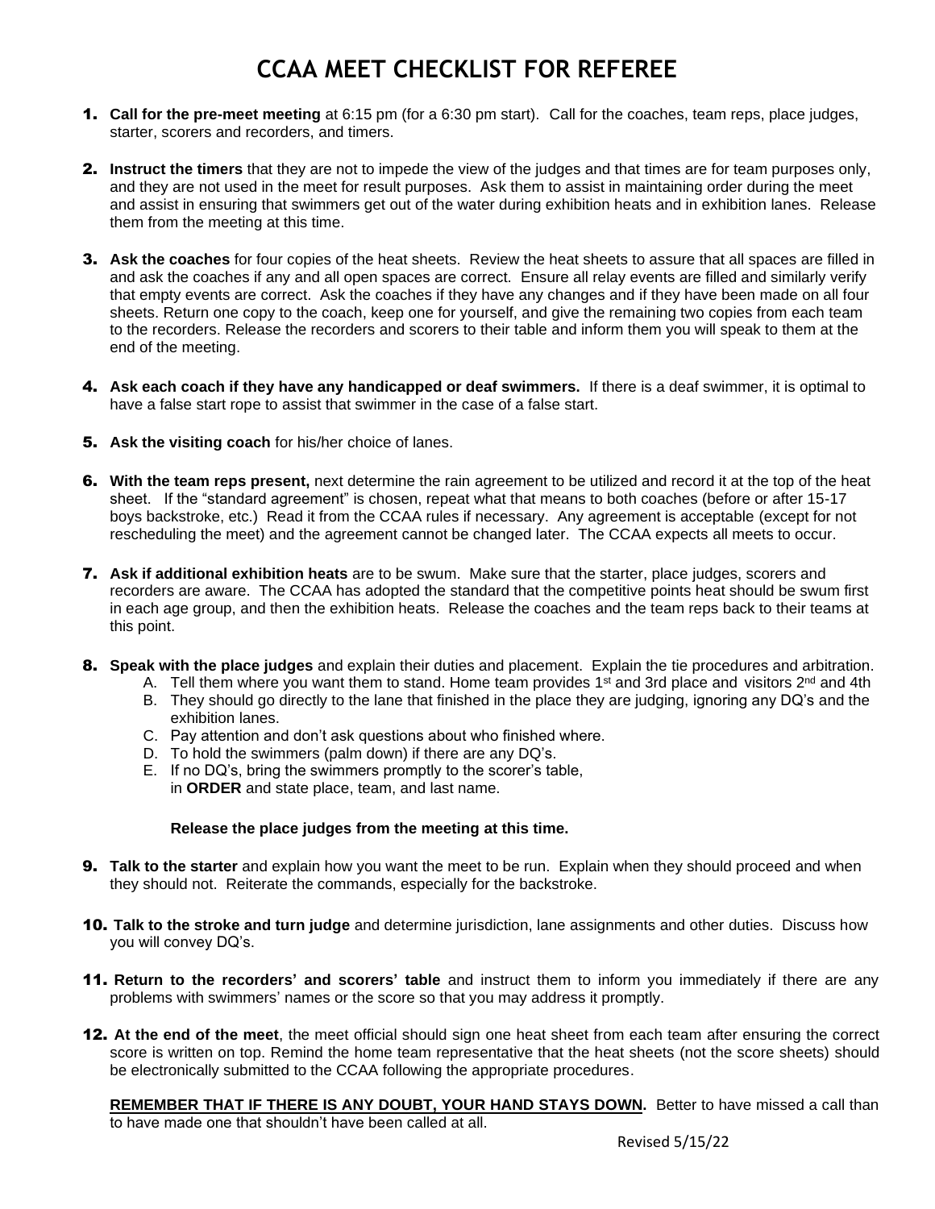# CCAA MEET CHECKLIST FOR REFEREE

1. **Call for the pre-meet meeting** at 6:15 pm (for a 6:30 pm start). Call for the coaches, team reps, place judges, starter, scorers and recorders, and timers.

2. **Instruct the timers** that they are not to impede the view of the judges and that times are for team purposes only, and they are not used in the meet for result purposes. Ask them to assist in maintaining order during the meet and assist in ensuring that swimmers get out of the water during exhibition heats and in exhibition lanes. Release them from the meeting at this time.

3. **Ask the coaches** for four copies of the heat sheets. Review the heat sheets to assure that all spaces are filled in and ask the coaches if any and all open spaces are correct. Ensure all relay events are filled and similarly verify that empty events are correct. Ask the coaches if they have any changes and if they have been made on all four sheets. Return one copy to the coach, keep one for yourself, and give the remaining two copies from each team to the recorders. Release the recorders and scorers to their table and inform them you will speak to them at the end of the meeting.

4. **Ask each coach if they have any handicapped or deaf swimmers.** If there is a deaf swimmer, it is optimal to have a false start rope to assist that swimmer in the case of a false start.

5. **Ask the visiting coach** for his/her choice of lanes.

6. **With the team reps present,** next determine the rain agreement to be utilized and record it at the top of the heat sheet. If the "standard agreement" is chosen, repeat what that means to both coaches (before or after 15-17 boys backstroke, etc.) Read it from the CCAA rules if necessary. Any agreement is acceptable (except for not rescheduling the meet) and the agreement cannot be changed later. The CCAA expects all meets to occur.

7. **Ask if additional exhibition heats** are to be swum. Make sure that the starter, place judges, scorers and recorders are aware. The CCAA has adopted the standard that the competitive points heat should be swum first in each age group, and then the exhibition heats. Release the coaches and the team reps back to their teams at this point.

8. **Speak with the place judges** and explain their duties and placement. Explain the tie procedures and arbitration.
   A. Tell them where you want them to stand. Home team provides 1st and 3rd place and visitors 2nd and 4th
   B. They should go directly to the lane that finished in the place they are judging, ignoring any DQ's and the exhibition lanes.
   C. Pay attention and don't ask questions about who finished where.
   D. To hold the swimmers (palm down) if there are any DQ's.
   E. If no DQ's, bring the swimmers promptly to the scorer's table, in **ORDER** and state place, team, and last name.

   **Release the place judges from the meeting at this time.**

9. **Talk to the starter** and explain how you want the meet to be run. Explain when they should proceed and when they should not. Reiterate the commands, especially for the backstroke.

10. **Talk to the stroke and turn judge** and determine jurisdiction, lane assignments and other duties. Discuss how you will convey DQ's.

11. **Return to the recorders' and scorers' table** and instruct them to inform you immediately if there are any problems with swimmers' names or the score so that you may address it promptly.

12. **At the end of the meet**, the meet official should sign one heat sheet from each team after ensuring the correct score is written on top. Remind the home team representative that the heat sheets (not the score sheets) should be electronically submitted to the CCAA following the appropriate procedures.

**<u>REMEMBER THAT IF THERE IS ANY DOUBT, YOUR HAND STAYS DOWN</u>.** Better to have missed a call than to have made one that shouldn't have been called at all.

Revised 5/15/22